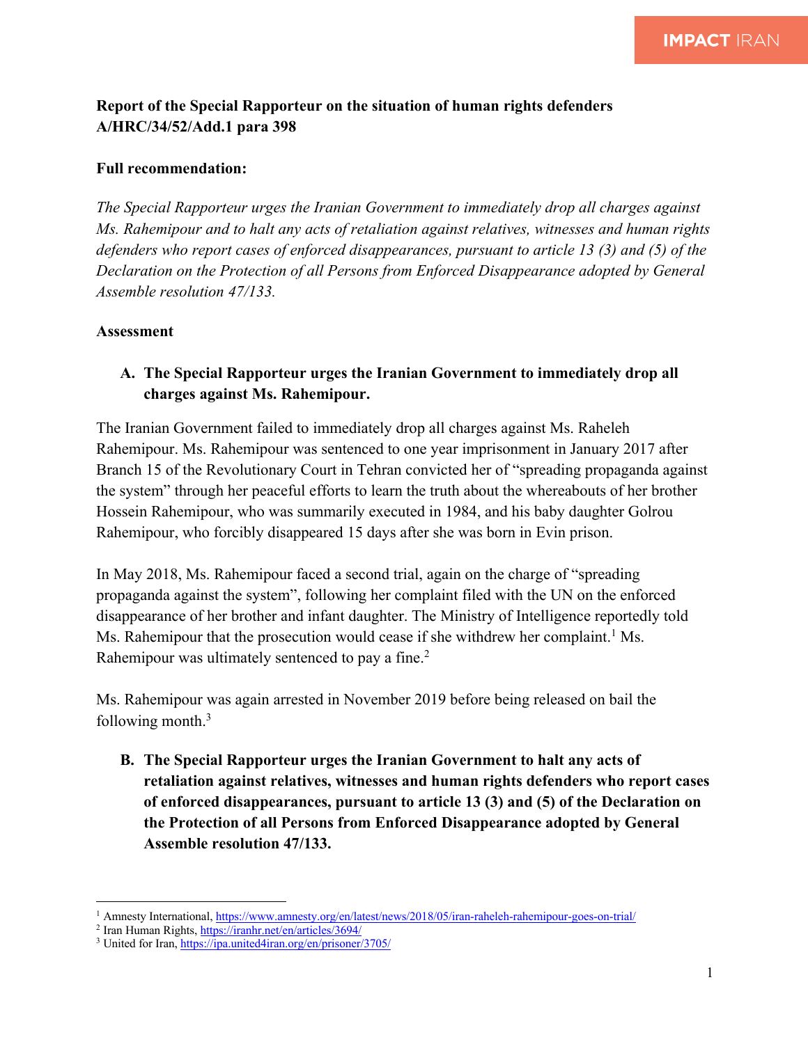**Report of the Special Rapporteur on the situation of human rights defenders A/HRC/34/52/Add.1 para 398**

**Full recommendation:**

*The Special Rapporteur urges the Iranian Government to immediately drop all charges against Ms. Rahemipour and to halt any acts of retaliation against relatives, witnesses and human rights defenders who report cases of enforced disappearances, pursuant to article 13 (3) and (5) of the Declaration on the Protection of all Persons from Enforced Disappearance adopted by General Assemble resolution 47/133.*

**Assessment**

**A. The Special Rapporteur urges the Iranian Government to immediately drop all charges against Ms. Rahemipour.**

The Iranian Government failed to immediately drop all charges against Ms. Raheleh Rahemipour. Ms. Rahemipour was sentenced to one year imprisonment in January 2017 after Branch 15 of the Revolutionary Court in Tehran convicted her of "spreading propaganda against the system" through her peaceful efforts to learn the truth about the whereabouts of her brother Hossein Rahemipour, who was summarily executed in 1984, and his baby daughter Golrou Rahemipour, who forcibly disappeared 15 days after she was born in Evin prison.

In May 2018, Ms. Rahemipour faced a second trial, again on the charge of "spreading propaganda against the system", following her complaint filed with the UN on the enforced disappearance of her brother and infant daughter. The Ministry of Intelligence reportedly told Ms. Rahemipour that the prosecution would cease if she withdrew her complaint.[1] Ms. Rahemipour was ultimately sentenced to pay a fine.[2]

Ms. Rahemipour was again arrested in November 2019 before being released on bail the following month.[3]

**B. The Special Rapporteur urges the Iranian Government to halt any acts of retaliation against relatives, witnesses and human rights defenders who report cases of enforced disappearances, pursuant to article 13 (3) and (5) of the Declaration on the Protection of all Persons from Enforced Disappearance adopted by General Assemble resolution 47/133.**

[1] Amnesty International, https://www.amnesty.org/en/latest/news/2018/05/iran-raheleh-rahemipour-goes-on-trial/
[2] Iran Human Rights, https://iranhr.net/en/articles/3694/
[3] United for Iran, https://ipa.united4iran.org/en/prisoner/3705/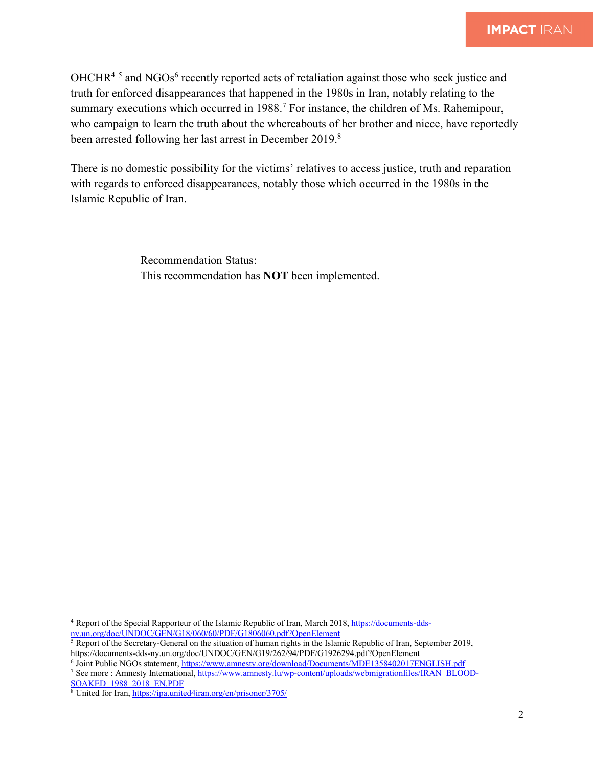OHCHR[4] [5] and NGOs[6] recently reported acts of retaliation against those who seek justice and truth for enforced disappearances that happened in the 1980s in Iran, notably relating to the summary executions which occurred in 1988.[7] For instance, the children of Ms. Rahemipour, who campaign to learn the truth about the whereabouts of her brother and niece, have reportedly been arrested following her last arrest in December 2019.[8]

There is no domestic possibility for the victims' relatives to access justice, truth and reparation with regards to enforced disappearances, notably those which occurred in the 1980s in the Islamic Republic of Iran.

Recommendation Status:
This recommendation has **NOT** been implemented.

---

[4] Report of the Special Rapporteur of the Islamic Republic of Iran, March 2018, https://documents-dds-ny.un.org/doc/UNDOC/GEN/G18/060/60/PDF/G1806060.pdf?OpenElement

[5] Report of the Secretary-General on the situation of human rights in the Islamic Republic of Iran, September 2019, https://documents-dds-ny.un.org/doc/UNDOC/GEN/G19/262/94/PDF/G1926294.pdf?OpenElement

[6] Joint Public NGOs statement, https://www.amnesty.org/download/Documents/MDE1358402017ENGLISH.pdf

[7] See more : Amnesty International, https://www.amnesty.lu/wp-content/uploads/webmigrationfiles/IRAN_BLOOD-SOAKED_1988_2018_EN.PDF

[8] United for Iran, https://ipa.united4iran.org/en/prisoner/3705/